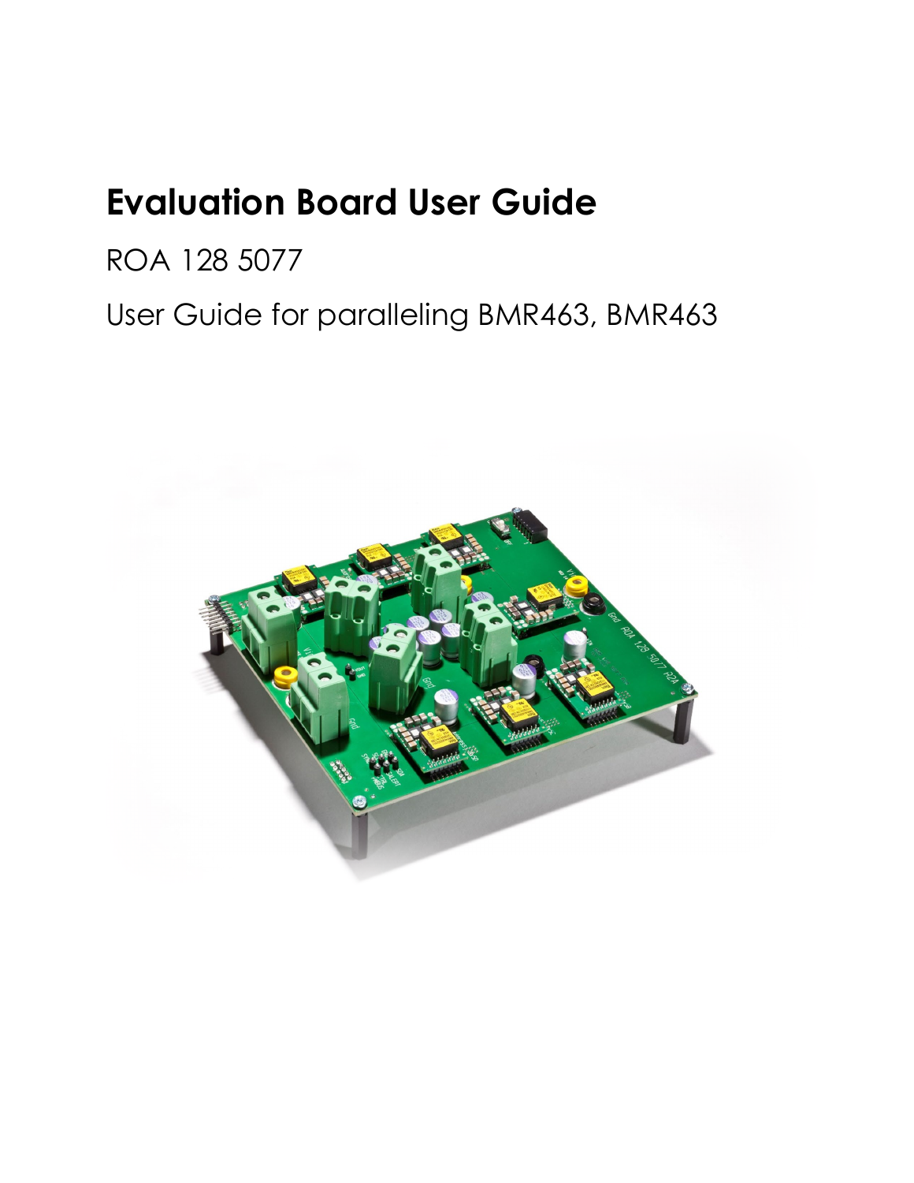# Evaluation Board User Guide

ROA 128 5077

User Guide for paralleling BMR463, BMR463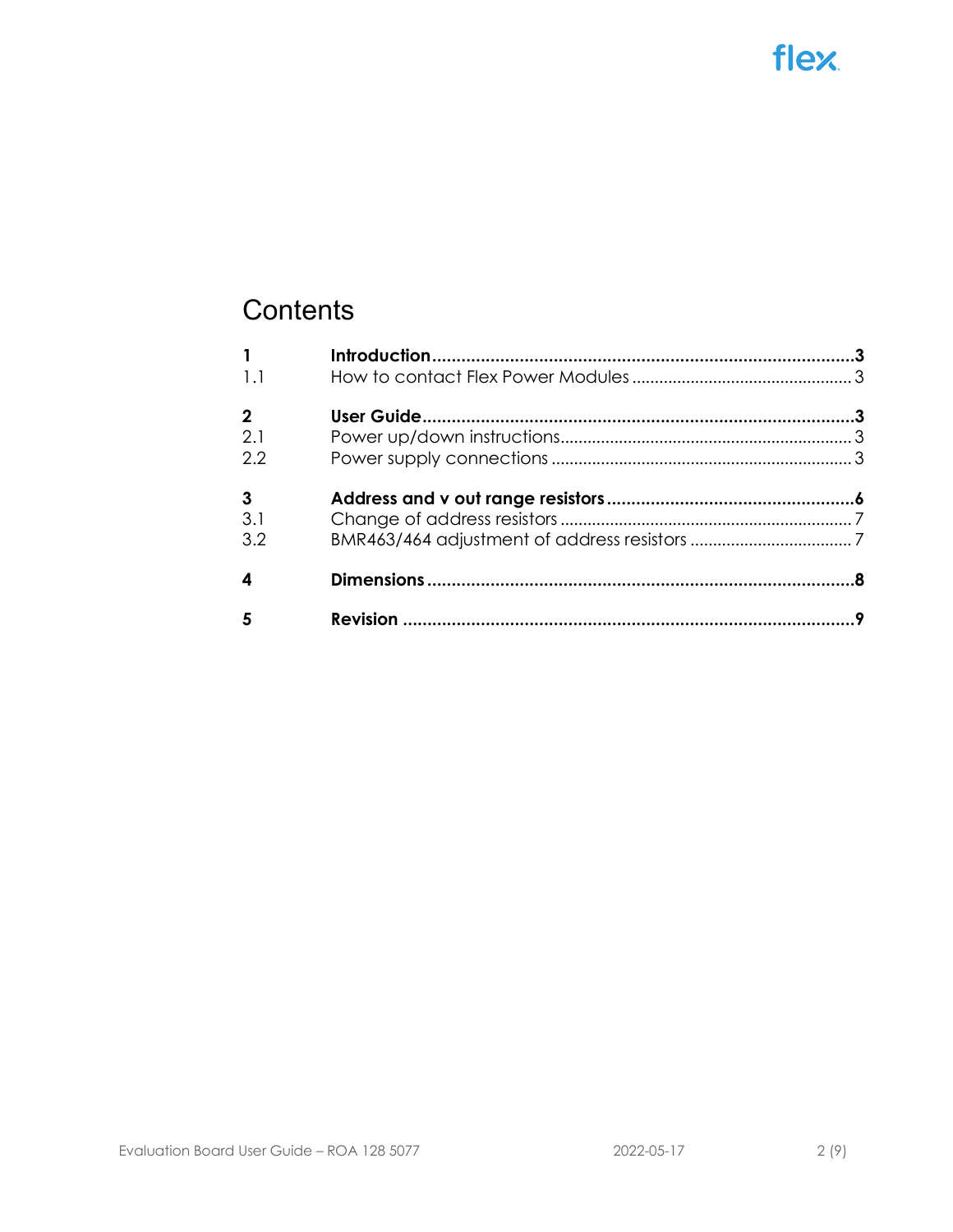# Contents

| | | |
|---|---|---|
| **1** | **Introduction** | **3** |
| 1.1 | How to contact Flex Power Modules | 3 |
| **2** | **User Guide** | **3** |
| 2.1 | Power up/down instructions | 3 |
| 2.2 | Power supply connections | 3 |
| **3** | **Address and v out range resistors** | **6** |
| 3.1 | Change of address resistors | 7 |
| 3.2 | BMR463/464 adjustment of address resistors | 7 |
| **4** | **Dimensions** | **8** |
| **5** | **Revision** | **9** |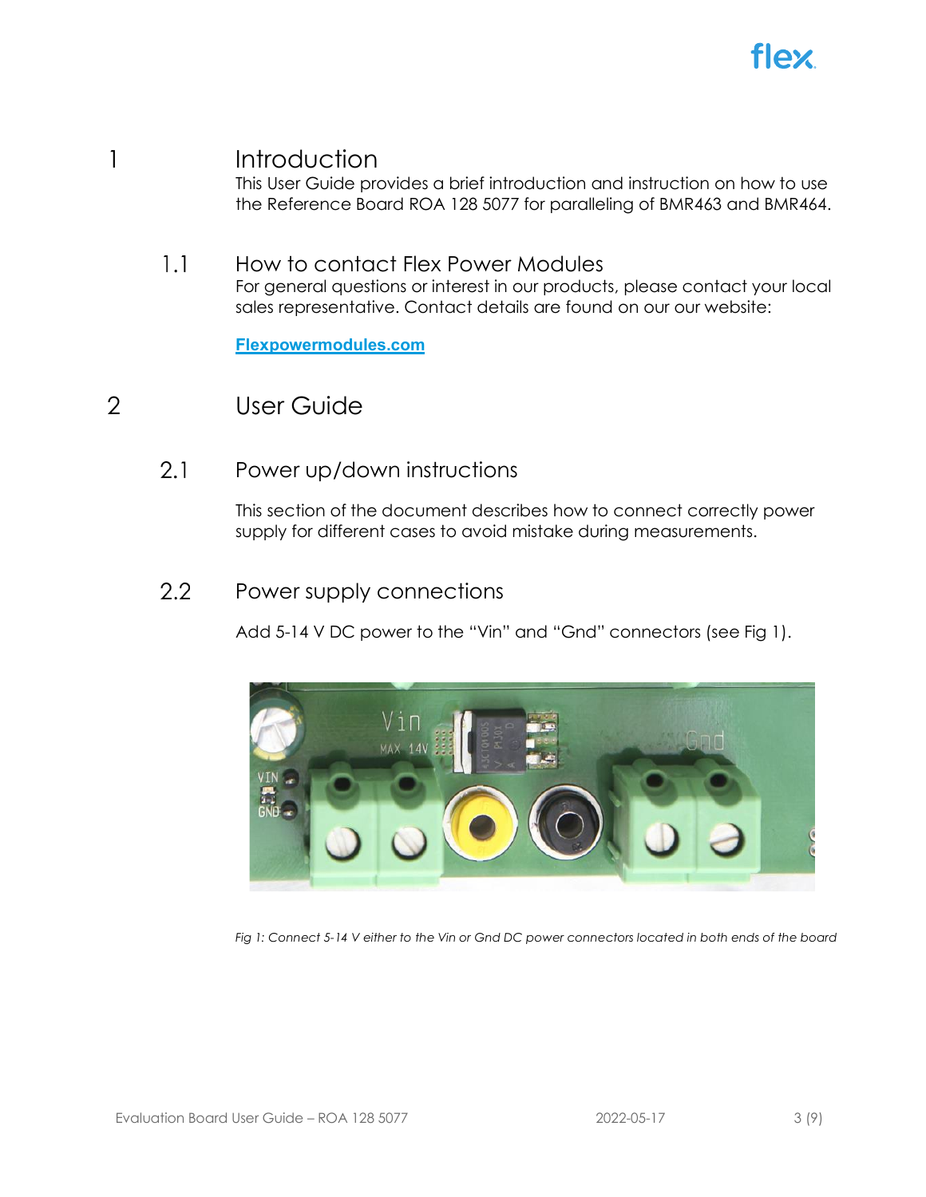# 1 Introduction

This User Guide provides a brief introduction and instruction on how to use the Reference Board ROA 128 5077 for paralleling of BMR463 and BMR464.

## 1.1 How to contact Flex Power Modules

For general questions or interest in our products, please contact your local sales representative. Contact details are found on our our website:

**Flexpowermodules.com**

# 2 User Guide

## 2.1 Power up/down instructions

This section of the document describes how to connect correctly power supply for different cases to avoid mistake during measurements.

## 2.2 Power supply connections

Add 5-14 V DC power to the "Vin" and "Gnd" connectors (see Fig 1).

*Fig 1: Connect 5-14 V either to the Vin or Gnd DC power connectors located in both ends of the board*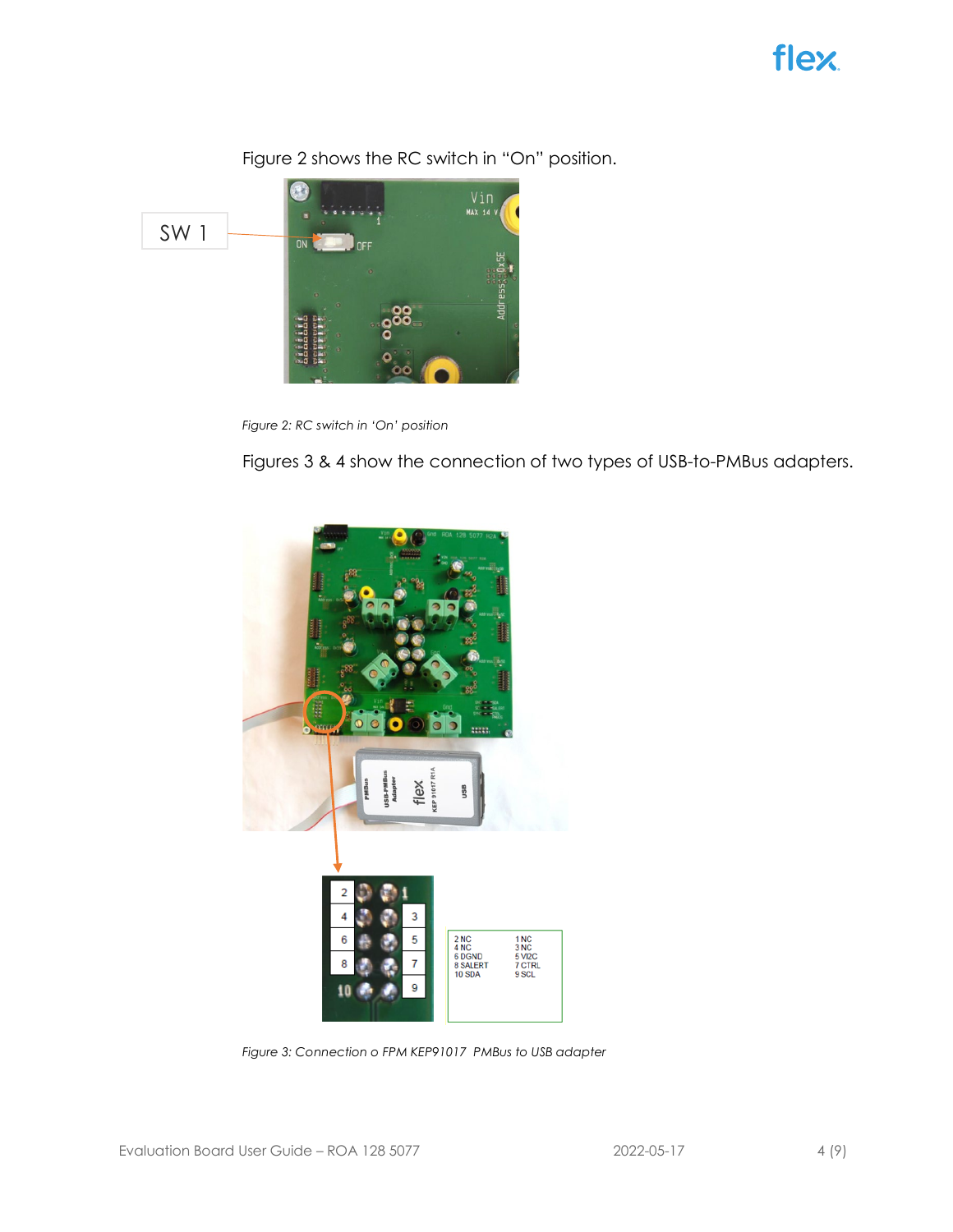Figure 2 shows the RC switch in “On” position.

*Figure 2: RC switch in ‘On’ position*

Figures 3 & 4 show the connection of two types of USB-to-PMBus adapters.

| | |
|---|---|
| 2 NC | 1 NC |
| 4 NC | 3 NC |
| 6 DGND | 5 VI2C |
| 8 SALERT | 7 CTRL |
| 10 SDA | 9 SCL |

*Figure 3: Connection o FPM KEP91017  PMBus to USB adapter*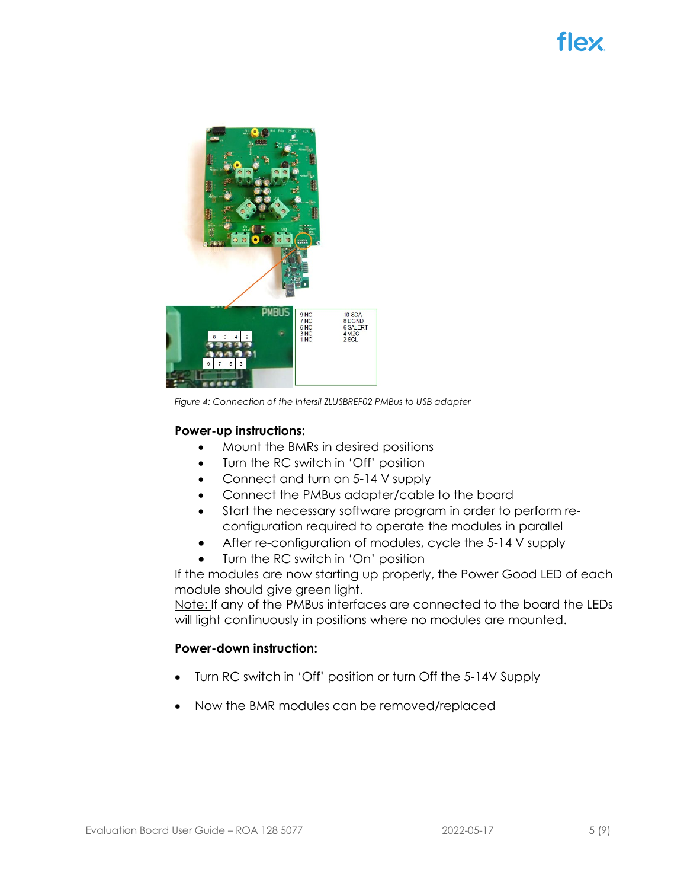Figure 4: Connection of the Intersil ZLUSBREF02 PMBus to USB adapter

**Power-up instructions:**

- Mount the BMRs in desired positions
- Turn the RC switch in ‘Off’ position
- Connect and turn on 5-14 V supply
- Connect the PMBus adapter/cable to the board
- Start the necessary software program in order to perform re-configuration required to operate the modules in parallel
- After re-configuration of modules, cycle the 5-14 V supply
- Turn the RC switch in ‘On’ position

If the modules are now starting up properly, the Power Good LED of each module should give green light.
Note: If any of the PMBus interfaces are connected to the board the LEDs will light continuously in positions where no modules are mounted.

**Power-down instruction:**

- Turn RC switch in ‘Off’ position or turn Off the 5-14V Supply
- Now the BMR modules can be removed/replaced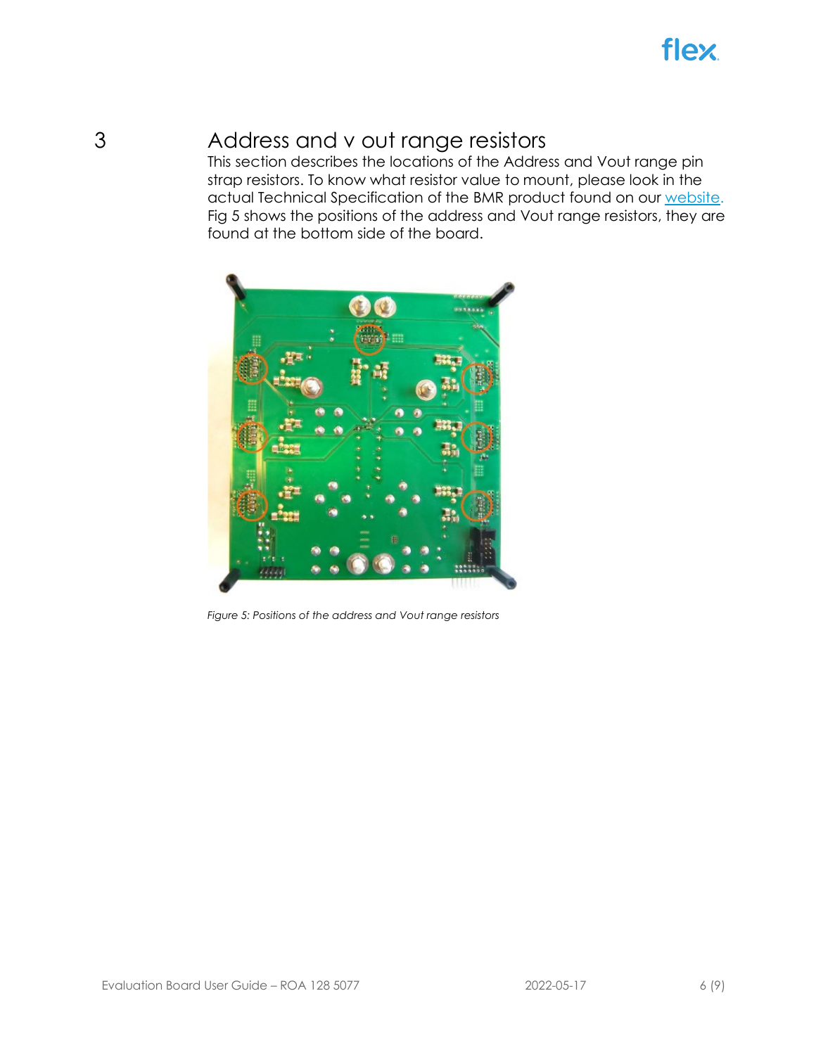# 3 Address and v out range resistors

This section describes the locations of the Address and Vout range pin strap resistors. To know what resistor value to mount, please look in the actual Technical Specification of the BMR product found on our website. Fig 5 shows the positions of the address and Vout range resistors, they are found at the bottom side of the board.

*Figure 5: Positions of the address and Vout range resistors*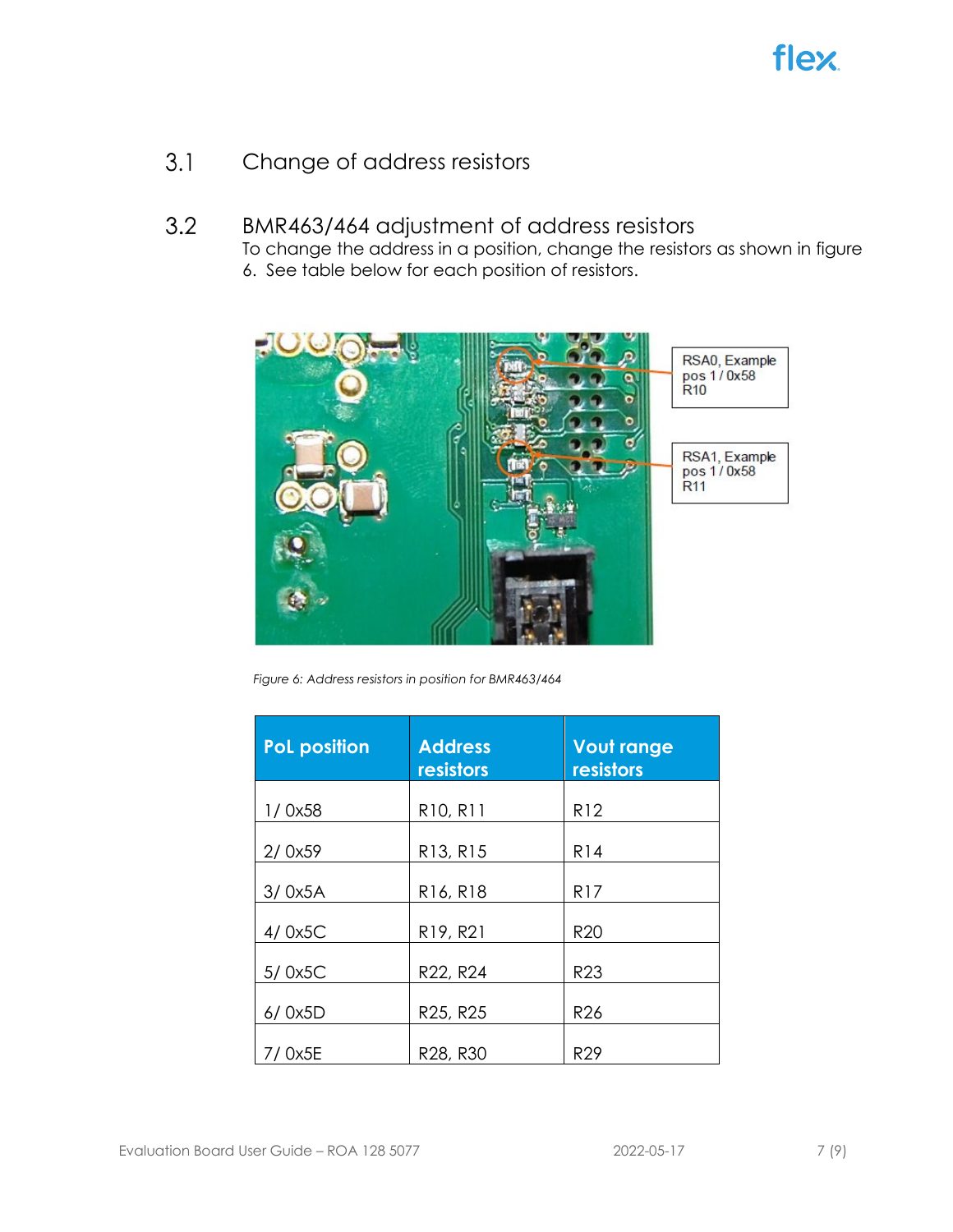## 3.1 Change of address resistors

## 3.2 BMR463/464 adjustment of address resistors

To change the address in a position, change the resistors as shown in figure 6. See table below for each position of resistors.

RSA0, Example pos 1 / 0x58 R10

RSA1, Example pos 1 / 0x58 R11

*Figure 6: Address resistors in position for BMR463/464*

| PoL position | Address resistors | Vout range resistors |
|---|---|---|
| 1/ 0x58 | R10, R11 | R12 |
| 2/ 0x59 | R13, R15 | R14 |
| 3/ 0x5A | R16, R18 | R17 |
| 4/ 0x5C | R19, R21 | R20 |
| 5/ 0x5C | R22, R24 | R23 |
| 6/ 0x5D | R25, R25 | R26 |
| 7/ 0x5E | R28, R30 | R29 |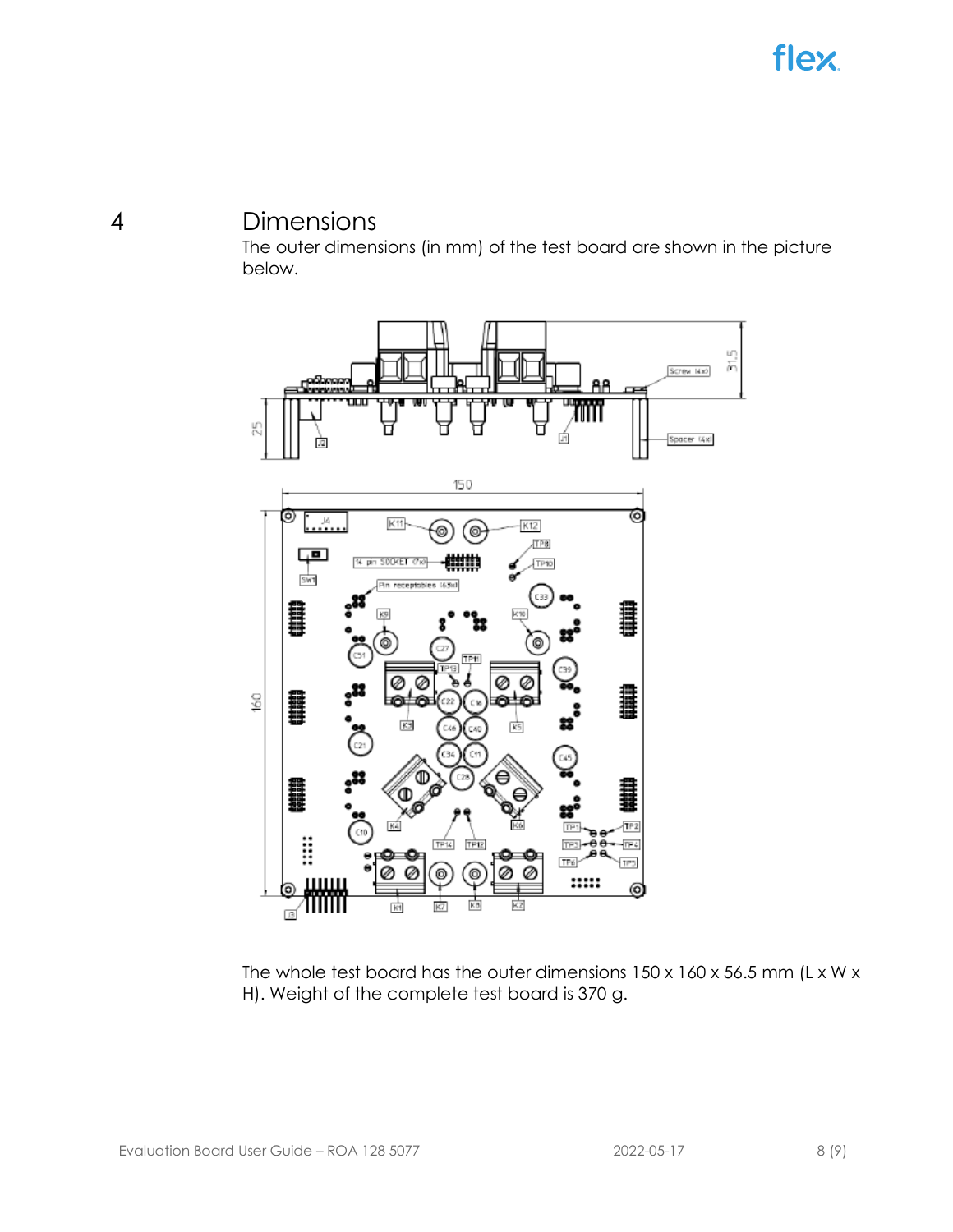# 4 Dimensions

The outer dimensions (in mm) of the test board are shown in the picture below.

The whole test board has the outer dimensions 150 x 160 x 56.5 mm (L x W x H). Weight of the complete test board is 370 g.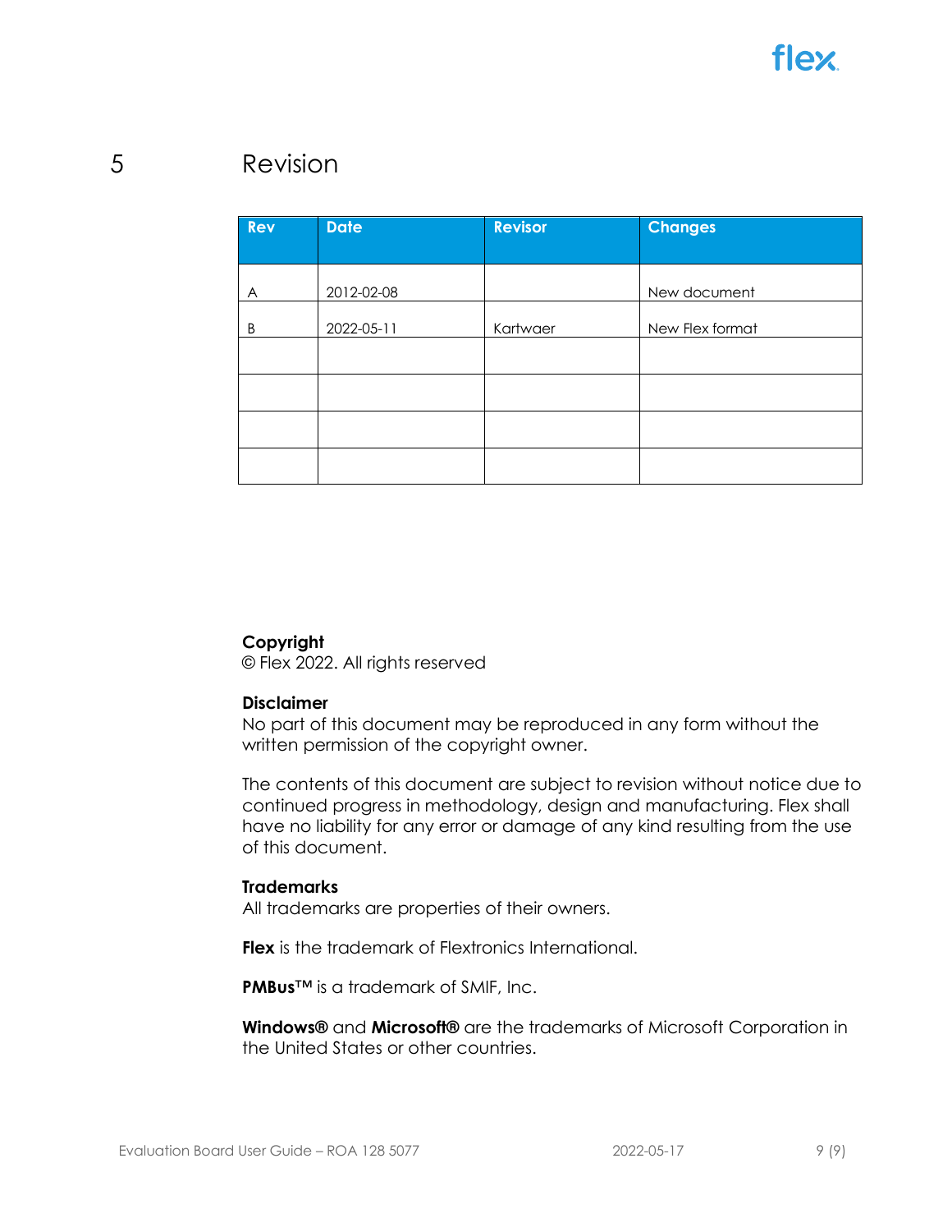# 5 Revision

| Rev | Date | Revisor | Changes |
|---|---|---|---|
| A | 2012-02-08 | | New document |
| B | 2022-05-11 | Kartwaer | New Flex format |
| | | | |
| | | | |
| | | | |
| | | | |

**Copyright**
© Flex 2022. All rights reserved

**Disclaimer**
No part of this document may be reproduced in any form without the written permission of the copyright owner.

The contents of this document are subject to revision without notice due to continued progress in methodology, design and manufacturing. Flex shall have no liability for any error or damage of any kind resulting from the use of this document.

**Trademarks**
All trademarks are properties of their owners.

**Flex** is the trademark of Flextronics International.

**PMBus™** is a trademark of SMIF, Inc.

**Windows®** and **Microsoft®** are the trademarks of Microsoft Corporation in the United States or other countries.